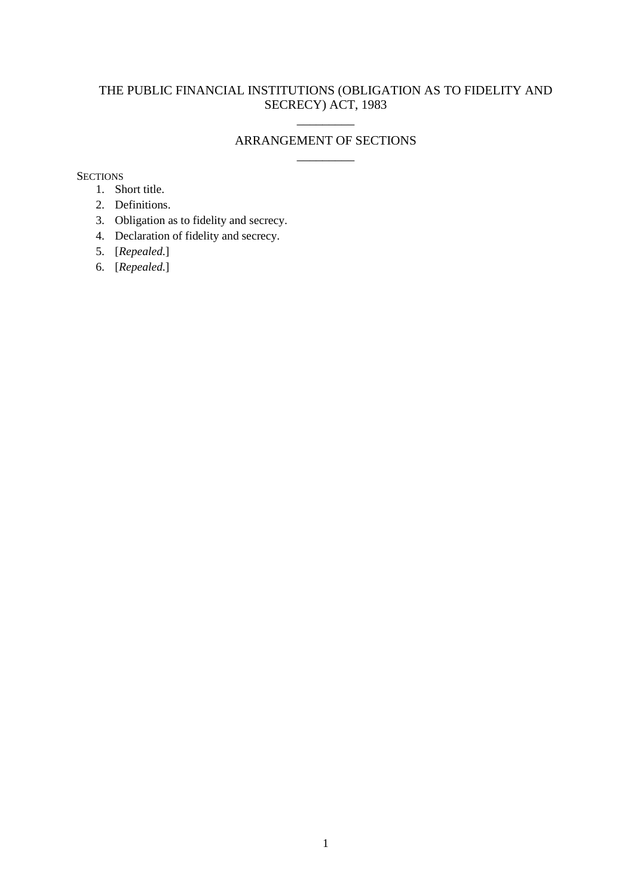# THE PUBLIC FINANCIAL INSTITUTIONS (OBLIGATION AS TO FIDELITY AND SECRECY) ACT, 1983

\_\_\_\_\_\_\_\_\_

## ARRANGEMENT OF SECTIONS

\_\_\_\_\_\_\_\_\_

SECTIONS

1. Short title.
2. Definitions.
3. Obligation as to fidelity and secrecy.
4. Declaration of fidelity and secrecy.
5. [*Repealed.*]
6. [*Repealed.*]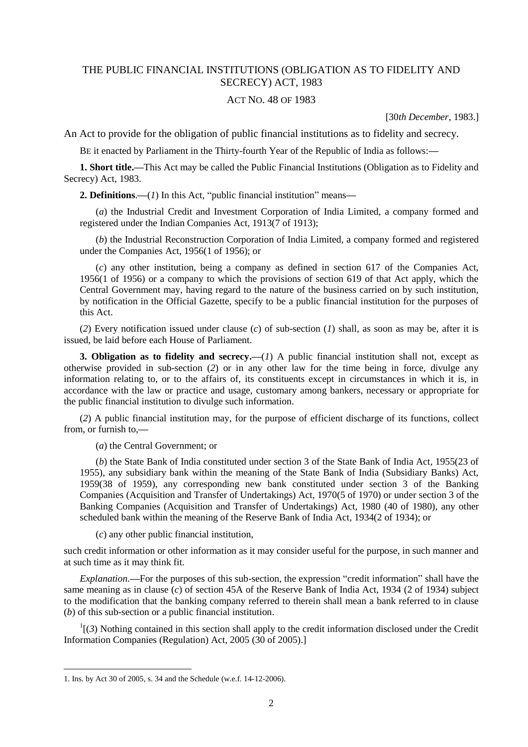# THE PUBLIC FINANCIAL INSTITUTIONS (OBLIGATION AS TO FIDELITY AND SECRECY) ACT, 1983

## ACT NO. 48 OF 1983

[30*th December*, 1983.]

An Act to provide for the obligation of public financial institutions as to fidelity and secrecy.

BE it enacted by Parliament in the Thirty-fourth Year of the Republic of India as follows:—

**1. Short title.**—This Act may be called the Public Financial Institutions (Obligation as to Fidelity and Secrecy) Act, 1983.

**2. Definitions**.—(*1*) In this Act, "public financial institution" means—

(*a*) the Industrial Credit and Investment Corporation of India Limited, a company formed and registered under the Indian Companies Act, 1913(7 of 1913);

(*b*) the Industrial Reconstruction Corporation of India Limited, a company formed and registered under the Companies Act, 1956(1 of 1956); or

(*c*) any other institution, being a company as defined in section 617 of the Companies Act, 1956(1 of 1956) or a company to which the provisions of section 619 of that Act apply, which the Central Government may, having regard to the nature of the business carried on by such institution, by notification in the Official Gazette, specify to be a public financial institution for the purposes of this Act.

(*2*) Every notification issued under clause (*c*) of sub-section (*1*) shall, as soon as may be, after it is issued, be laid before each House of Parliament.

**3. Obligation as to fidelity and secrecy.**—(*1*) A public financial institution shall not, except as otherwise provided in sub-section (*2*) or in any other law for the time being in force, divulge any information relating to, or to the affairs of, its constituents except in circumstances in which it is, in accordance with the law or practice and usage, customary among bankers, necessary or appropriate for the public financial institution to divulge such information.

(*2*) A public financial institution may, for the purpose of efficient discharge of its functions, collect from, or furnish to,—

(*a*) the Central Government; or

(*b*) the State Bank of India constituted under section 3 of the State Bank of India Act, 1955(23 of 1955), any subsidiary bank within the meaning of the State Bank of India (Subsidiary Banks) Act, 1959(38 of 1959), any corresponding new bank constituted under section 3 of the Banking Companies (Acquisition and Transfer of Undertakings) Act, 1970(5 of 1970) or under section 3 of the Banking Companies (Acquisition and Transfer of Undertakings) Act, 1980 (40 of 1980), any other scheduled bank within the meaning of the Reserve Bank of India Act, 1934(2 of 1934); or

(*c*) any other public financial institution,

such credit information or other information as it may consider useful for the purpose, in such manner and at such time as it may think fit.

*Explanation*.—For the purposes of this sub-section, the expression "credit information" shall have the same meaning as in clause (*c*) of section 45A of the Reserve Bank of India Act, 1934 (2 of 1934) subject to the modification that the banking company referred to therein shall mean a bank referred to in clause (*b*) of this sub-section or a public financial institution.

[1][(*3*) Nothing contained in this section shall apply to the credit information disclosed under the Credit Information Companies (Regulation) Act, 2005 (30 of 2005).]

---

1. Ins. by Act 30 of 2005, s. 34 and the Schedule (w.e.f. 14-12-2006).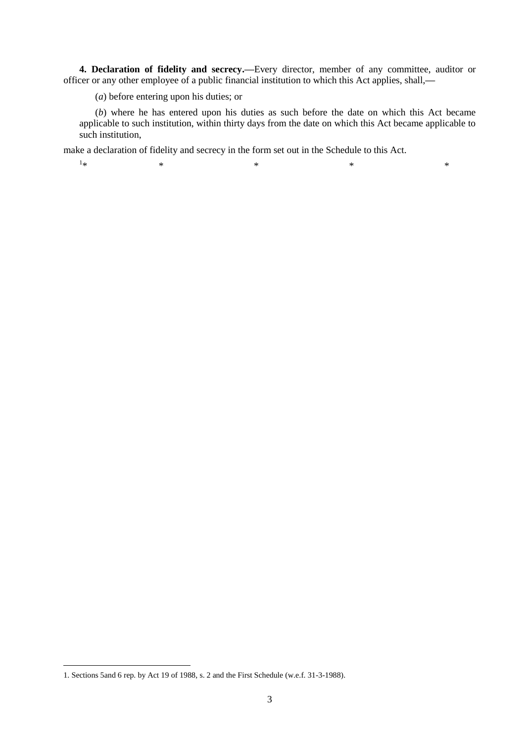**4. Declaration of fidelity and secrecy.—**Every director, member of any committee, auditor or officer or any other employee of a public financial institution to which this Act applies, shall,—

(*a*) before entering upon his duties; or

(*b*) where he has entered upon his duties as such before the date on which this Act became applicable to such institution, within thirty days from the date on which this Act became applicable to such institution,

make a declaration of fidelity and secrecy in the form set out in the Schedule to this Act.

[1]* * * * *

1. Sections 5and 6 rep. by Act 19 of 1988, s. 2 and the First Schedule (w.e.f. 31-3-1988).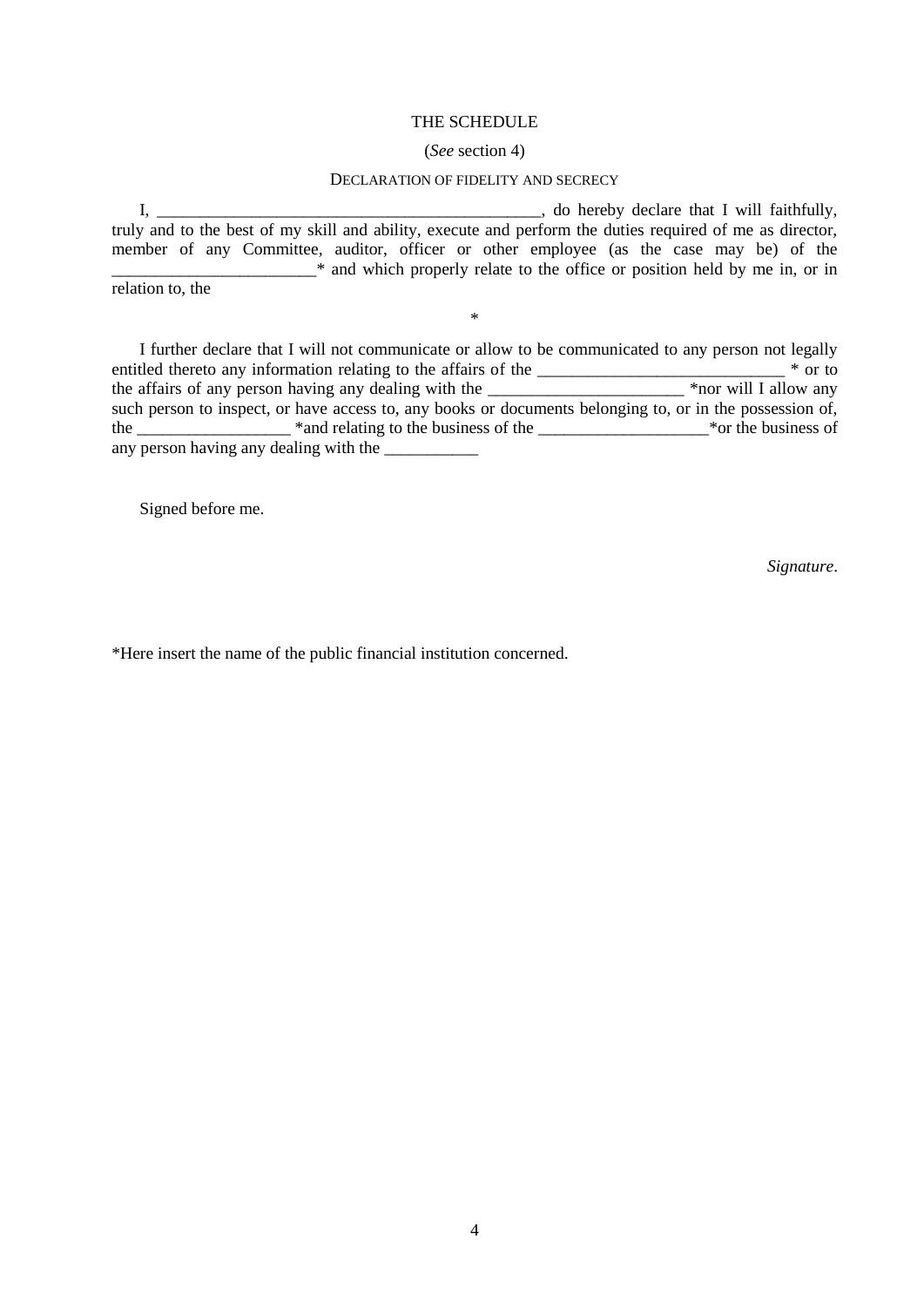THE SCHEDULE

(*See* section 4)

DECLARATION OF FIDELITY AND SECRECY

I, ____________________________________________, do hereby declare that I will faithfully, truly and to the best of my skill and ability, execute and perform the duties required of me as director, member of any Committee, auditor, officer or other employee (as the case may be) of the _______________________* and which properly relate to the office or position held by me in, or in relation to, the

*

I further declare that I will not communicate or allow to be communicated to any person not legally entitled thereto any information relating to the affairs of the ____________________________ * or to the affairs of any person having any dealing with the ______________________ *nor will I allow any such person to inspect, or have access to, any books or documents belonging to, or in the possession of, the _________________ *and relating to the business of the ___________________*or the business of any person having any dealing with the ___________

Signed before me.

*Signature*.

*Here insert the name of the public financial institution concerned.